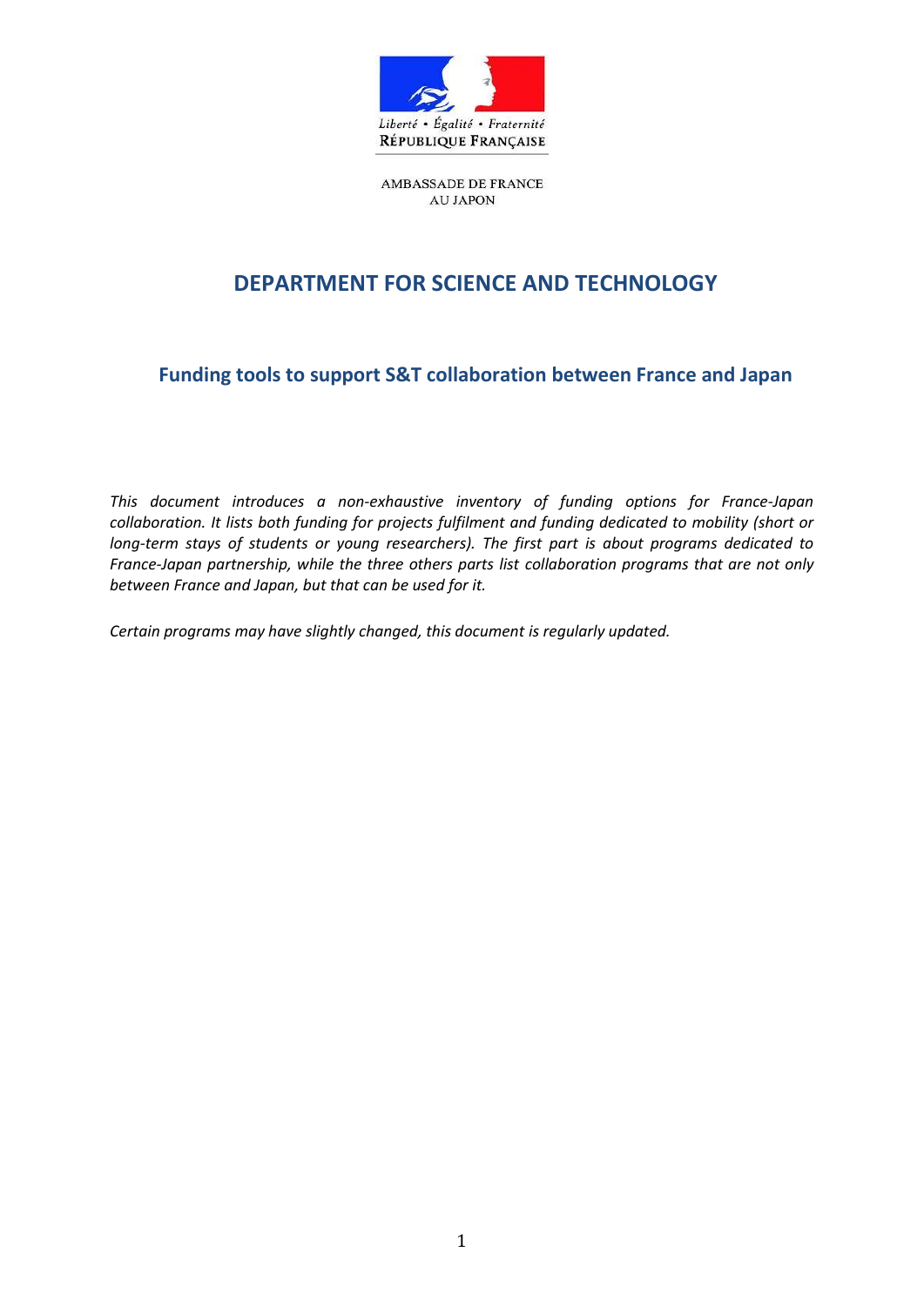Liberté • Égalité • Fraternité
RÉPUBLIQUE FRANÇAISE

AMBASSADE DE FRANCE
AU JAPON

# DEPARTMENT FOR SCIENCE AND TECHNOLOGY

## Funding tools to support S&T collaboration between France and Japan

*This document introduces a non-exhaustive inventory of funding options for France-Japan collaboration. It lists both funding for projects fulfilment and funding dedicated to mobility (short or long-term stays of students or young researchers). The first part is about programs dedicated to France-Japan partnership, while the three others parts list collaboration programs that are not only between France and Japan, but that can be used for it.*

*Certain programs may have slightly changed, this document is regularly updated.*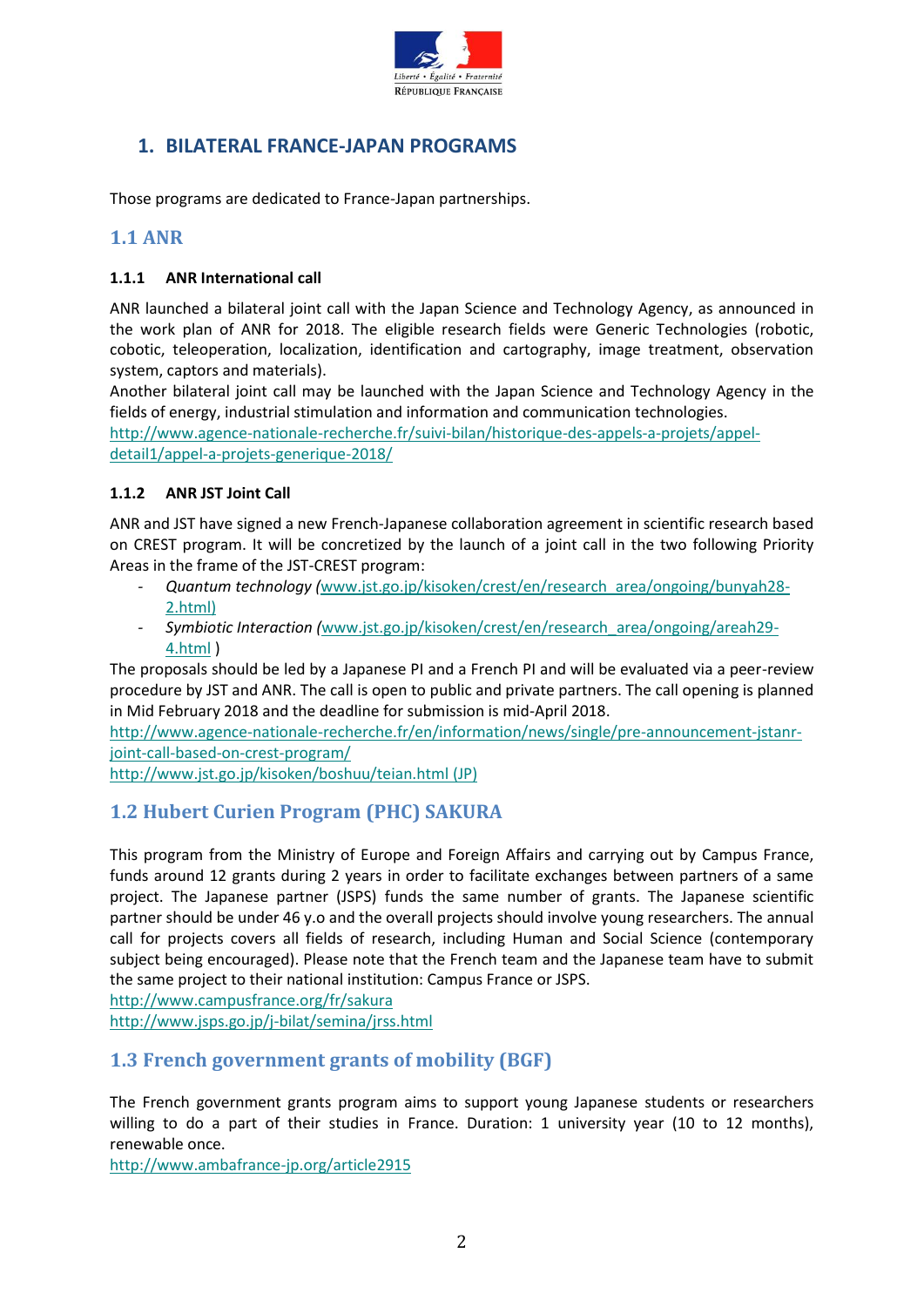## 1. BILATERAL FRANCE-JAPAN PROGRAMS

Those programs are dedicated to France-Japan partnerships.

### 1.1 ANR

#### 1.1.1 ANR International call

ANR launched a bilateral joint call with the Japan Science and Technology Agency, as announced in the work plan of ANR for 2018. The eligible research fields were Generic Technologies (robotic, cobotic, teleoperation, localization, identification and cartography, image treatment, observation system, captors and materials).

Another bilateral joint call may be launched with the Japan Science and Technology Agency in the fields of energy, industrial stimulation and information and communication technologies.

http://www.agence-nationale-recherche.fr/suivi-bilan/historique-des-appels-a-projets/appel-detail1/appel-a-projets-generique-2018/

#### 1.1.2 ANR JST Joint Call

ANR and JST have signed a new French-Japanese collaboration agreement in scientific research based on CREST program. It will be concretized by the launch of a joint call in the two following Priority Areas in the frame of the JST-CREST program:

- *Quantum technology* (www.jst.go.jp/kisoken/crest/en/research_area/ongoing/bunyah28-2.html)
- *Symbiotic Interaction* (www.jst.go.jp/kisoken/crest/en/research_area/ongoing/areah29-4.html )

The proposals should be led by a Japanese PI and a French PI and will be evaluated via a peer-review procedure by JST and ANR. The call is open to public and private partners. The call opening is planned in Mid February 2018 and the deadline for submission is mid-April 2018.

http://www.agence-nationale-recherche.fr/en/information/news/single/pre-announcement-jstanr-joint-call-based-on-crest-program/

http://www.jst.go.jp/kisoken/boshuu/teian.html (JP)

### 1.2 Hubert Curien Program (PHC) SAKURA

This program from the Ministry of Europe and Foreign Affairs and carrying out by Campus France, funds around 12 grants during 2 years in order to facilitate exchanges between partners of a same project. The Japanese partner (JSPS) funds the same number of grants. The Japanese scientific partner should be under 46 y.o and the overall projects should involve young researchers. The annual call for projects covers all fields of research, including Human and Social Science (contemporary subject being encouraged). Please note that the French team and the Japanese team have to submit the same project to their national institution: Campus France or JSPS.

http://www.campusfrance.org/fr/sakura

http://www.jsps.go.jp/j-bilat/semina/jrss.html

### 1.3 French government grants of mobility (BGF)

The French government grants program aims to support young Japanese students or researchers willing to do a part of their studies in France. Duration: 1 university year (10 to 12 months), renewable once.

http://www.ambafrance-jp.org/article2915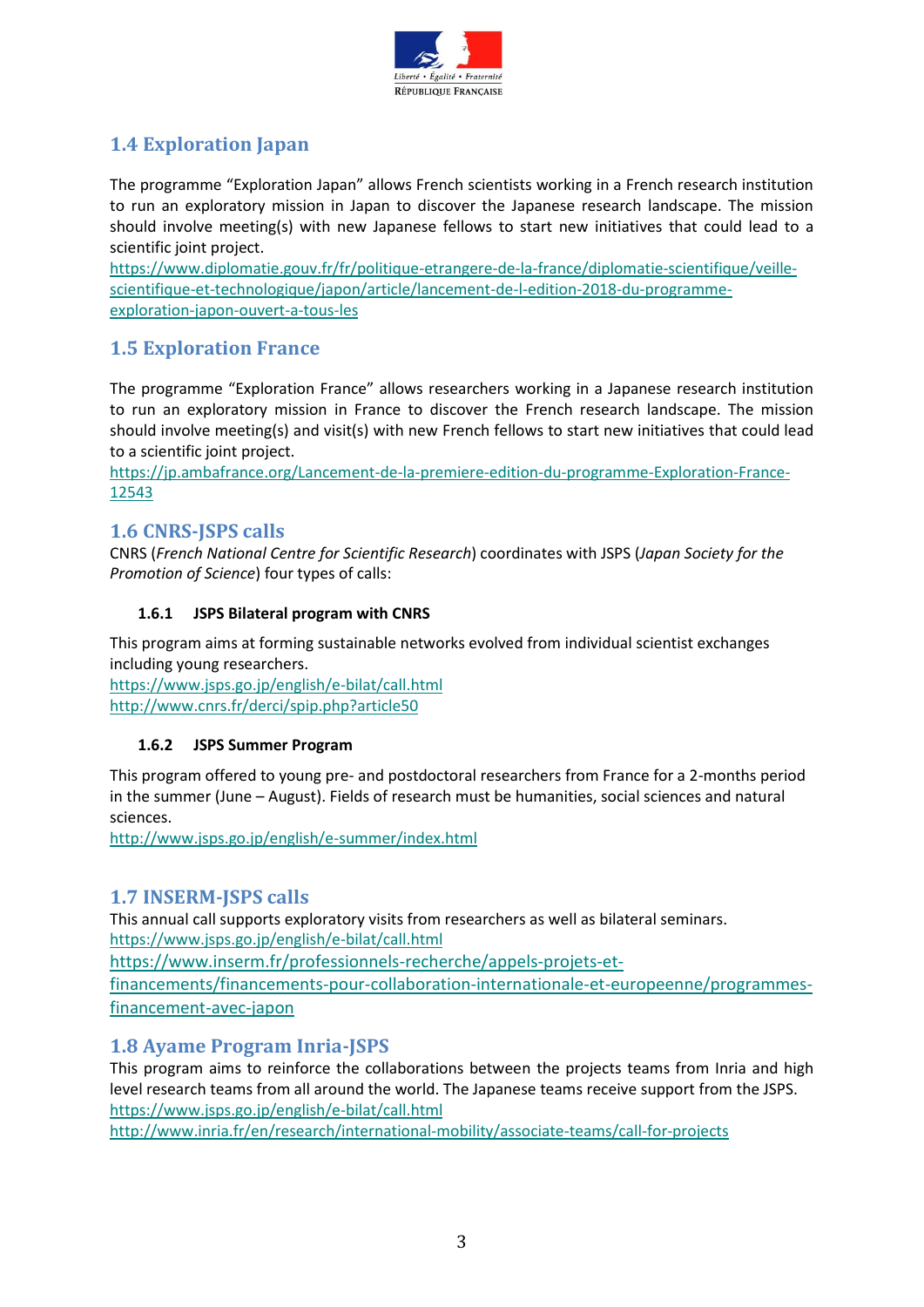## 1.4 Exploration Japan

The programme "Exploration Japan" allows French scientists working in a French research institution to run an exploratory mission in Japan to discover the Japanese research landscape. The mission should involve meeting(s) with new Japanese fellows to start new initiatives that could lead to a scientific joint project.
https://www.diplomatie.gouv.fr/fr/politique-etrangere-de-la-france/diplomatie-scientifique/veille-scientifique-et-technologique/japon/article/lancement-de-l-edition-2018-du-programme-exploration-japon-ouvert-a-tous-les

## 1.5 Exploration France

The programme "Exploration France" allows researchers working in a Japanese research institution to run an exploratory mission in France to discover the French research landscape. The mission should involve meeting(s) and visit(s) with new French fellows to start new initiatives that could lead to a scientific joint project.
https://jp.ambafrance.org/Lancement-de-la-premiere-edition-du-programme-Exploration-France-12543

## 1.6 CNRS-JSPS calls

CNRS (*French National Centre for Scientific Research*) coordinates with JSPS (*Japan Society for the Promotion of Science*) four types of calls:

### 1.6.1 JSPS Bilateral program with CNRS

This program aims at forming sustainable networks evolved from individual scientist exchanges including young researchers.
https://www.jsps.go.jp/english/e-bilat/call.html
http://www.cnrs.fr/derci/spip.php?article50

### 1.6.2 JSPS Summer Program

This program offered to young pre- and postdoctoral researchers from France for a 2-months period in the summer (June – August). Fields of research must be humanities, social sciences and natural sciences.
http://www.jsps.go.jp/english/e-summer/index.html

## 1.7 INSERM-JSPS calls

This annual call supports exploratory visits from researchers as well as bilateral seminars.
https://www.jsps.go.jp/english/e-bilat/call.html
https://www.inserm.fr/professionnels-recherche/appels-projets-et-financements/financements-pour-collaboration-internationale-et-europeenne/programmes-financement-avec-japon

## 1.8 Ayame Program Inria-JSPS

This program aims to reinforce the collaborations between the projects teams from Inria and high level research teams from all around the world. The Japanese teams receive support from the JSPS.
https://www.jsps.go.jp/english/e-bilat/call.html
http://www.inria.fr/en/research/international-mobility/associate-teams/call-for-projects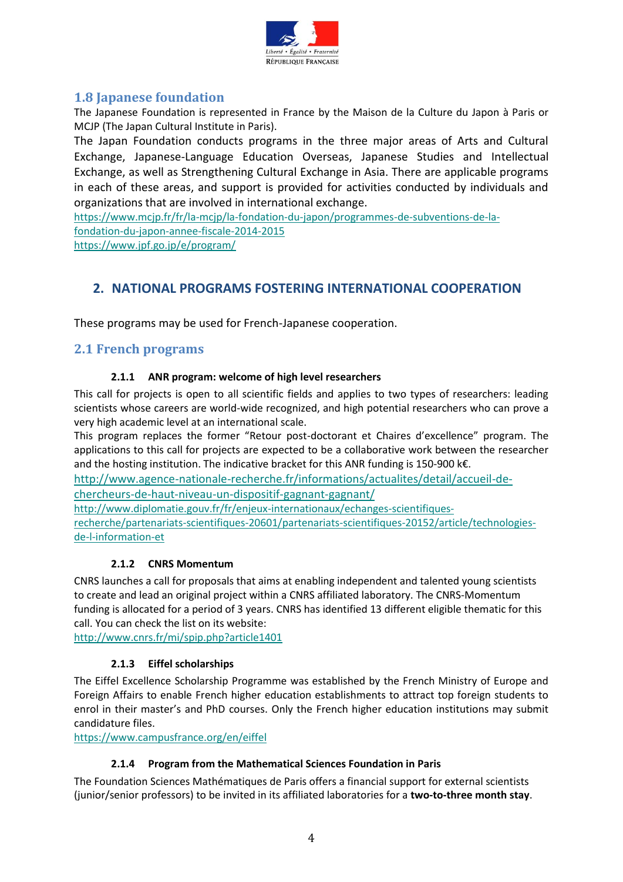## 1.8 Japanese foundation

The Japanese Foundation is represented in France by the Maison de la Culture du Japon à Paris or MCJP (The Japan Cultural Institute in Paris).

The Japan Foundation conducts programs in the three major areas of Arts and Cultural Exchange, Japanese-Language Education Overseas, Japanese Studies and Intellectual Exchange, as well as Strengthening Cultural Exchange in Asia. There are applicable programs in each of these areas, and support is provided for activities conducted by individuals and organizations that are involved in international exchange.

https://www.mcjp.fr/fr/la-mcjp/la-fondation-du-japon/programmes-de-subventions-de-la-fondation-du-japon-annee-fiscale-2014-2015
https://www.jpf.go.jp/e/program/

# 2. NATIONAL PROGRAMS FOSTERING INTERNATIONAL COOPERATION

These programs may be used for French-Japanese cooperation.

## 2.1 French programs

### 2.1.1 ANR program: welcome of high level researchers

This call for projects is open to all scientific fields and applies to two types of researchers: leading scientists whose careers are world-wide recognized, and high potential researchers who can prove a very high academic level at an international scale.

This program replaces the former "Retour post-doctorant et Chaires d'excellence" program. The applications to this call for projects are expected to be a collaborative work between the researcher and the hosting institution. The indicative bracket for this ANR funding is 150-900 k€.

http://www.agence-nationale-recherche.fr/informations/actualites/detail/accueil-de-chercheurs-de-haut-niveau-un-dispositif-gagnant-gagnant/
http://www.diplomatie.gouv.fr/fr/enjeux-internationaux/echanges-scientifiques-recherche/partenariats-scientifiques-20601/partenariats-scientifiques-20152/article/technologies-de-l-information-et

### 2.1.2 CNRS Momentum

CNRS launches a call for proposals that aims at enabling independent and talented young scientists to create and lead an original project within a CNRS affiliated laboratory. The CNRS-Momentum funding is allocated for a period of 3 years. CNRS has identified 13 different eligible thematic for this call. You can check the list on its website:
http://www.cnrs.fr/mi/spip.php?article1401

### 2.1.3 Eiffel scholarships

The Eiffel Excellence Scholarship Programme was established by the French Ministry of Europe and Foreign Affairs to enable French higher education establishments to attract top foreign students to enrol in their master's and PhD courses. Only the French higher education institutions may submit candidature files.
https://www.campusfrance.org/en/eiffel

### 2.1.4 Program from the Mathematical Sciences Foundation in Paris

The Foundation Sciences Mathématiques de Paris offers a financial support for external scientists (junior/senior professors) to be invited in its affiliated laboratories for a **two-to-three month stay**.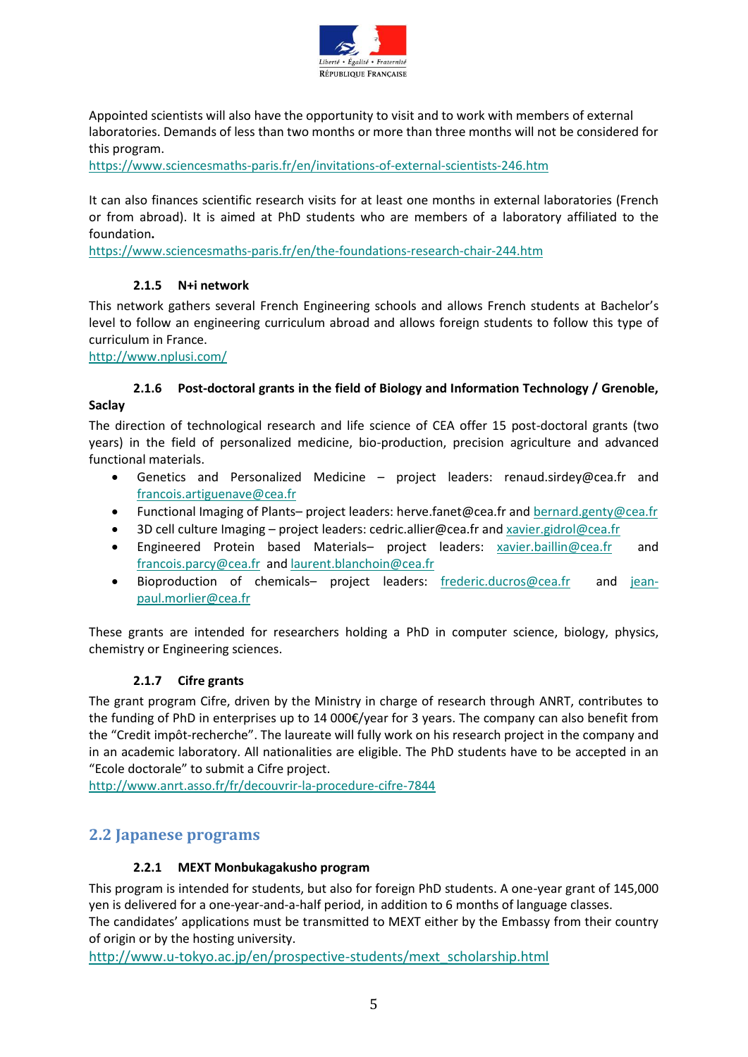Appointed scientists will also have the opportunity to visit and to work with members of external laboratories. Demands of less than two months or more than three months will not be considered for this program.
https://www.sciencesmaths-paris.fr/en/invitations-of-external-scientists-246.htm

It can also finances scientific research visits for at least one months in external laboratories (French or from abroad). It is aimed at PhD students who are members of a laboratory affiliated to the foundation**.**
https://www.sciencesmaths-paris.fr/en/the-foundations-research-chair-244.htm

#### 2.1.5 N+i network

This network gathers several French Engineering schools and allows French students at Bachelor's level to follow an engineering curriculum abroad and allows foreign students to follow this type of curriculum in France.
http://www.nplusi.com/

#### 2.1.6 Post-doctoral grants in the field of Biology and Information Technology / Grenoble, Saclay

The direction of technological research and life science of CEA offer 15 post-doctoral grants (two years) in the field of personalized medicine, bio-production, precision agriculture and advanced functional materials.

- Genetics and Personalized Medicine – project leaders: renaud.sirdey@cea.fr and francois.artiguenave@cea.fr
- Functional Imaging of Plants– project leaders: herve.fanet@cea.fr and bernard.genty@cea.fr
- 3D cell culture Imaging – project leaders: cedric.allier@cea.fr and xavier.gidrol@cea.fr
- Engineered Protein based Materials– project leaders: xavier.baillin@cea.fr and francois.parcy@cea.fr and laurent.blanchoin@cea.fr
- Bioproduction of chemicals– project leaders: frederic.ducros@cea.fr and jean-paul.morlier@cea.fr

These grants are intended for researchers holding a PhD in computer science, biology, physics, chemistry or Engineering sciences.

#### 2.1.7 Cifre grants

The grant program Cifre, driven by the Ministry in charge of research through ANRT, contributes to the funding of PhD in enterprises up to 14 000€/year for 3 years. The company can also benefit from the "Credit impôt-recherche". The laureate will fully work on his research project in the company and in an academic laboratory. All nationalities are eligible. The PhD students have to be accepted in an "Ecole doctorale" to submit a Cifre project.
http://www.anrt.asso.fr/fr/decouvrir-la-procedure-cifre-7844

### 2.2 Japanese programs

#### 2.2.1 MEXT Monbukagakusho program

This program is intended for students, but also for foreign PhD students. A one-year grant of 145,000 yen is delivered for a one-year-and-a-half period, in addition to 6 months of language classes.
The candidates' applications must be transmitted to MEXT either by the Embassy from their country of origin or by the hosting university.
http://www.u-tokyo.ac.jp/en/prospective-students/mext_scholarship.html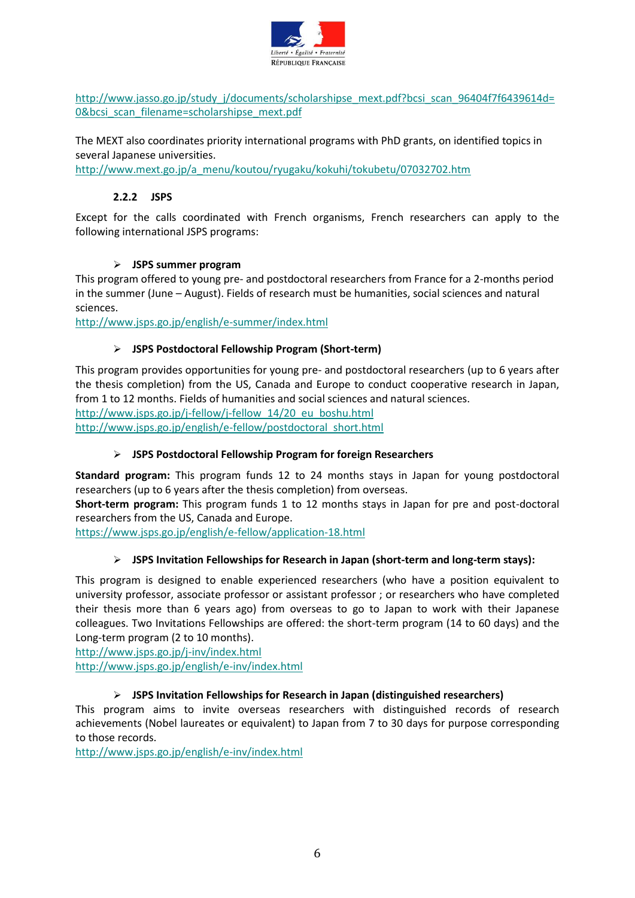http://www.jasso.go.jp/study_j/documents/scholarshipse_mext.pdf?bcsi_scan_96404f7f6439614d=0&bcsi_scan_filename=scholarshipse_mext.pdf

The MEXT also coordinates priority international programs with PhD grants, on identified topics in several Japanese universities.
http://www.mext.go.jp/a_menu/koutou/ryugaku/kokuhi/tokubetu/07032702.htm

### 2.2.2 JSPS

Except for the calls coordinated with French organisms, French researchers can apply to the following international JSPS programs:

- **JSPS summer program**

This program offered to young pre- and postdoctoral researchers from France for a 2-months period in the summer (June – August). Fields of research must be humanities, social sciences and natural sciences.
http://www.jsps.go.jp/english/e-summer/index.html

- **JSPS Postdoctoral Fellowship Program (Short-term)**

This program provides opportunities for young pre- and postdoctoral researchers (up to 6 years after the thesis completion) from the US, Canada and Europe to conduct cooperative research in Japan, from 1 to 12 months. Fields of humanities and social sciences and natural sciences.
http://www.jsps.go.jp/j-fellow/j-fellow_14/20_eu_boshu.html
http://www.jsps.go.jp/english/e-fellow/postdoctoral_short.html

- **JSPS Postdoctoral Fellowship Program for foreign Researchers**

**Standard program:** This program funds 12 to 24 months stays in Japan for young postdoctoral researchers (up to 6 years after the thesis completion) from overseas.
**Short-term program:** This program funds 1 to 12 months stays in Japan for pre and post-doctoral researchers from the US, Canada and Europe.
https://www.jsps.go.jp/english/e-fellow/application-18.html

- **JSPS Invitation Fellowships for Research in Japan (short-term and long-term stays):**

This program is designed to enable experienced researchers (who have a position equivalent to university professor, associate professor or assistant professor ; or researchers who have completed their thesis more than 6 years ago) from overseas to go to Japan to work with their Japanese colleagues. Two Invitations Fellowships are offered: the short-term program (14 to 60 days) and the Long-term program (2 to 10 months).
http://www.jsps.go.jp/j-inv/index.html
http://www.jsps.go.jp/english/e-inv/index.html

- **JSPS Invitation Fellowships for Research in Japan (distinguished researchers)**

This program aims to invite overseas researchers with distinguished records of research achievements (Nobel laureates or equivalent) to Japan from 7 to 30 days for purpose corresponding to those records.
http://www.jsps.go.jp/english/e-inv/index.html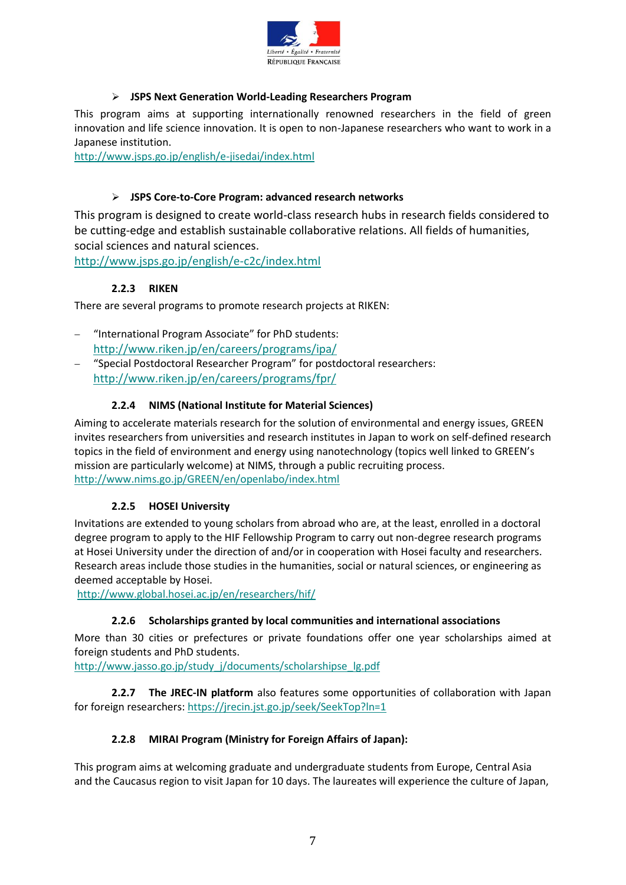- **JSPS Next Generation World-Leading Researchers Program**

This program aims at supporting internationally renowned researchers in the field of green innovation and life science innovation. It is open to non-Japanese researchers who want to work in a Japanese institution.
http://www.jsps.go.jp/english/e-jisedai/index.html

- **JSPS Core-to-Core Program: advanced research networks**

This program is designed to create world-class research hubs in research fields considered to be cutting-edge and establish sustainable collaborative relations. All fields of humanities, social sciences and natural sciences.
http://www.jsps.go.jp/english/e-c2c/index.html

### 2.2.3 RIKEN

There are several programs to promote research projects at RIKEN:

- "International Program Associate" for PhD students: http://www.riken.jp/en/careers/programs/ipa/
- "Special Postdoctoral Researcher Program" for postdoctoral researchers: http://www.riken.jp/en/careers/programs/fpr/

### 2.2.4 NIMS (National Institute for Material Sciences)

Aiming to accelerate materials research for the solution of environmental and energy issues, GREEN invites researchers from universities and research institutes in Japan to work on self-defined research topics in the field of environment and energy using nanotechnology (topics well linked to GREEN's mission are particularly welcome) at NIMS, through a public recruiting process.
http://www.nims.go.jp/GREEN/en/openlabo/index.html

### 2.2.5 HOSEI University

Invitations are extended to young scholars from abroad who are, at the least, enrolled in a doctoral degree program to apply to the HIF Fellowship Program to carry out non-degree research programs at Hosei University under the direction of and/or in cooperation with Hosei faculty and researchers. Research areas include those studies in the humanities, social or natural sciences, or engineering as deemed acceptable by Hosei.
http://www.global.hosei.ac.jp/en/researchers/hif/

### 2.2.6 Scholarships granted by local communities and international associations

More than 30 cities or prefectures or private foundations offer one year scholarships aimed at foreign students and PhD students.
http://www.jasso.go.jp/study_j/documents/scholarshipse_lg.pdf

**2.2.7 The JREC-IN platform** also features some opportunities of collaboration with Japan for foreign researchers: https://jrecin.jst.go.jp/seek/SeekTop?ln=1

### 2.2.8 MIRAI Program (Ministry for Foreign Affairs of Japan):

This program aims at welcoming graduate and undergraduate students from Europe, Central Asia and the Caucasus region to visit Japan for 10 days. The laureates will experience the culture of Japan,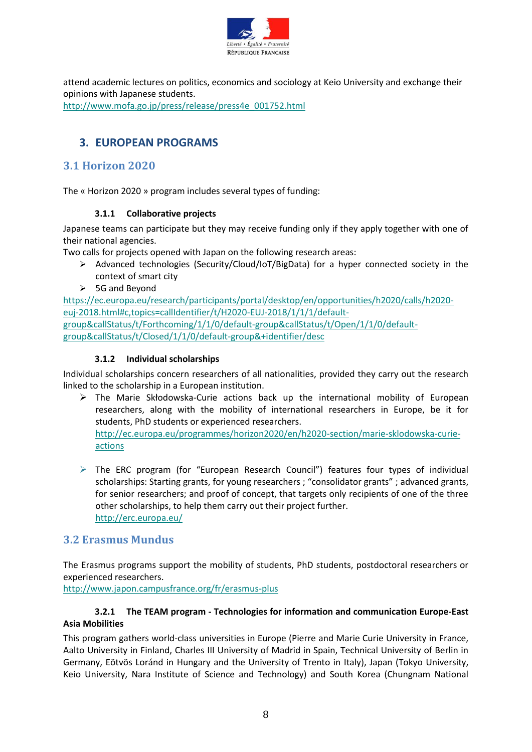attend academic lectures on politics, economics and sociology at Keio University and exchange their opinions with Japanese students.
http://www.mofa.go.jp/press/release/press4e_001752.html

## 3. EUROPEAN PROGRAMS

### 3.1 Horizon 2020

The « Horizon 2020 » program includes several types of funding:

#### 3.1.1 Collaborative projects

Japanese teams can participate but they may receive funding only if they apply together with one of their national agencies.
Two calls for projects opened with Japan on the following research areas:

- Advanced technologies (Security/Cloud/IoT/BigData) for a hyper connected society in the context of smart city
- 5G and Beyond

https://ec.europa.eu/research/participants/portal/desktop/en/opportunities/h2020/calls/h2020-euj-2018.html#c,topics=callIdentifier/t/H2020-EUJ-2018/1/1/1/default-group&callStatus/t/Forthcoming/1/1/0/default-group&callStatus/t/Open/1/1/0/default-group&callStatus/t/Closed/1/1/0/default-group&+identifier/desc

#### 3.1.2 Individual scholarships

Individual scholarships concern researchers of all nationalities, provided they carry out the research linked to the scholarship in a European institution.

- The Marie Skłodowska-Curie actions back up the international mobility of European researchers, along with the mobility of international researchers in Europe, be it for students, PhD students or experienced researchers.
  http://ec.europa.eu/programmes/horizon2020/en/h2020-section/marie-sklodowska-curie-actions

- The ERC program (for "European Research Council") features four types of individual scholarships: Starting grants, for young researchers ; "consolidator grants" ; advanced grants, for senior researchers; and proof of concept, that targets only recipients of one of the three other scholarships, to help them carry out their project further.
  http://erc.europa.eu/

### 3.2 Erasmus Mundus

The Erasmus programs support the mobility of students, PhD students, postdoctoral researchers or experienced researchers.
http://www.japon.campusfrance.org/fr/erasmus-plus

#### 3.2.1 The TEAM program - Technologies for information and communication Europe-East Asia Mobilities

This program gathers world-class universities in Europe (Pierre and Marie Curie University in France, Aalto University in Finland, Charles III University of Madrid in Spain, Technical University of Berlin in Germany, Eötvös Loránd in Hungary and the University of Trento in Italy), Japan (Tokyo University, Keio University, Nara Institute of Science and Technology) and South Korea (Chungnam National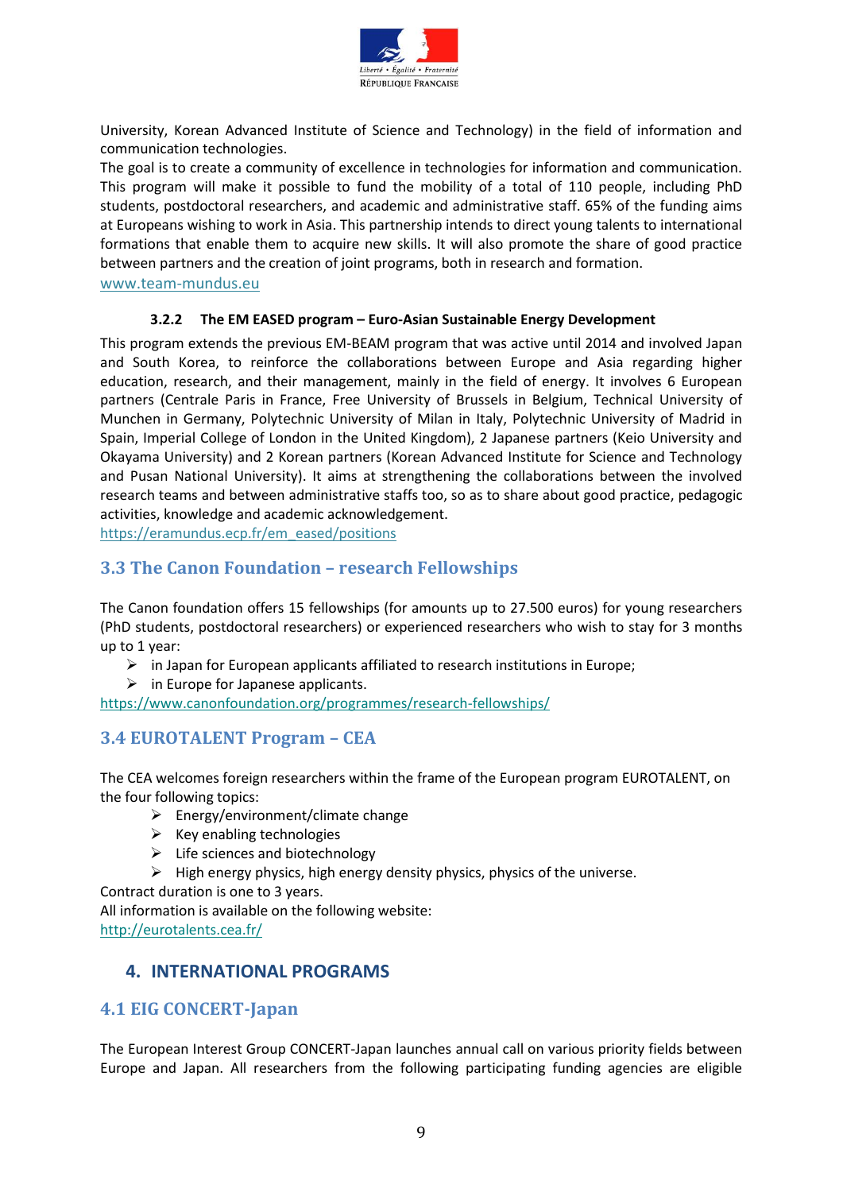University, Korean Advanced Institute of Science and Technology) in the field of information and communication technologies.
The goal is to create a community of excellence in technologies for information and communication. This program will make it possible to fund the mobility of a total of 110 people, including PhD students, postdoctoral researchers, and academic and administrative staff. 65% of the funding aims at Europeans wishing to work in Asia. This partnership intends to direct young talents to international formations that enable them to acquire new skills. It will also promote the share of good practice between partners and the creation of joint programs, both in research and formation.
www.team-mundus.eu

#### 3.2.2 The EM EASED program – Euro-Asian Sustainable Energy Development

This program extends the previous EM-BEAM program that was active until 2014 and involved Japan and South Korea, to reinforce the collaborations between Europe and Asia regarding higher education, research, and their management, mainly in the field of energy. It involves 6 European partners (Centrale Paris in France, Free University of Brussels in Belgium, Technical University of Munchen in Germany, Polytechnic University of Milan in Italy, Polytechnic University of Madrid in Spain, Imperial College of London in the United Kingdom), 2 Japanese partners (Keio University and Okayama University) and 2 Korean partners (Korean Advanced Institute for Science and Technology and Pusan National University). It aims at strengthening the collaborations between the involved research teams and between administrative staffs too, so as to share about good practice, pedagogic activities, knowledge and academic acknowledgement.
https://eramundus.ecp.fr/em_eased/positions

### 3.3 The Canon Foundation – research Fellowships

The Canon foundation offers 15 fellowships (for amounts up to 27.500 euros) for young researchers (PhD students, postdoctoral researchers) or experienced researchers who wish to stay for 3 months up to 1 year:

- in Japan for European applicants affiliated to research institutions in Europe;
- in Europe for Japanese applicants.

https://www.canonfoundation.org/programmes/research-fellowships/

### 3.4 EUROTALENT Program – CEA

The CEA welcomes foreign researchers within the frame of the European program EUROTALENT, on the four following topics:

- Energy/environment/climate change
- Key enabling technologies
- Life sciences and biotechnology
- High energy physics, high energy density physics, physics of the universe.

Contract duration is one to 3 years.
All information is available on the following website:
http://eurotalents.cea.fr/

## 4. INTERNATIONAL PROGRAMS

### 4.1 EIG CONCERT-Japan

The European Interest Group CONCERT-Japan launches annual call on various priority fields between Europe and Japan. All researchers from the following participating funding agencies are eligible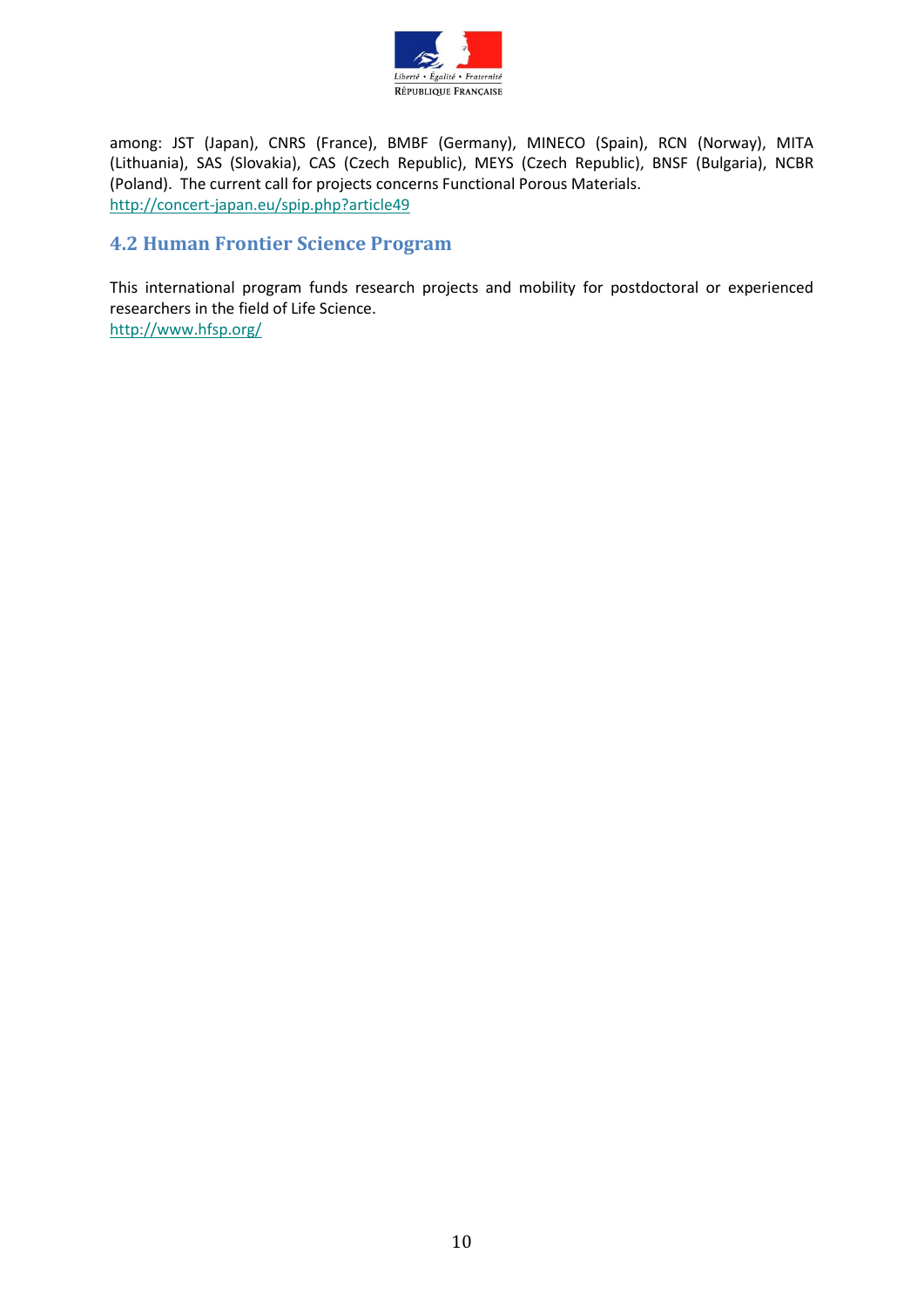among: JST (Japan), CNRS (France), BMBF (Germany), MINECO (Spain), RCN (Norway), MITA (Lithuania), SAS (Slovakia), CAS (Czech Republic), MEYS (Czech Republic), BNSF (Bulgaria), NCBR (Poland). The current call for projects concerns Functional Porous Materials.
http://concert-japan.eu/spip.php?article49

## 4.2 Human Frontier Science Program

This international program funds research projects and mobility for postdoctoral or experienced researchers in the field of Life Science.
http://www.hfsp.org/